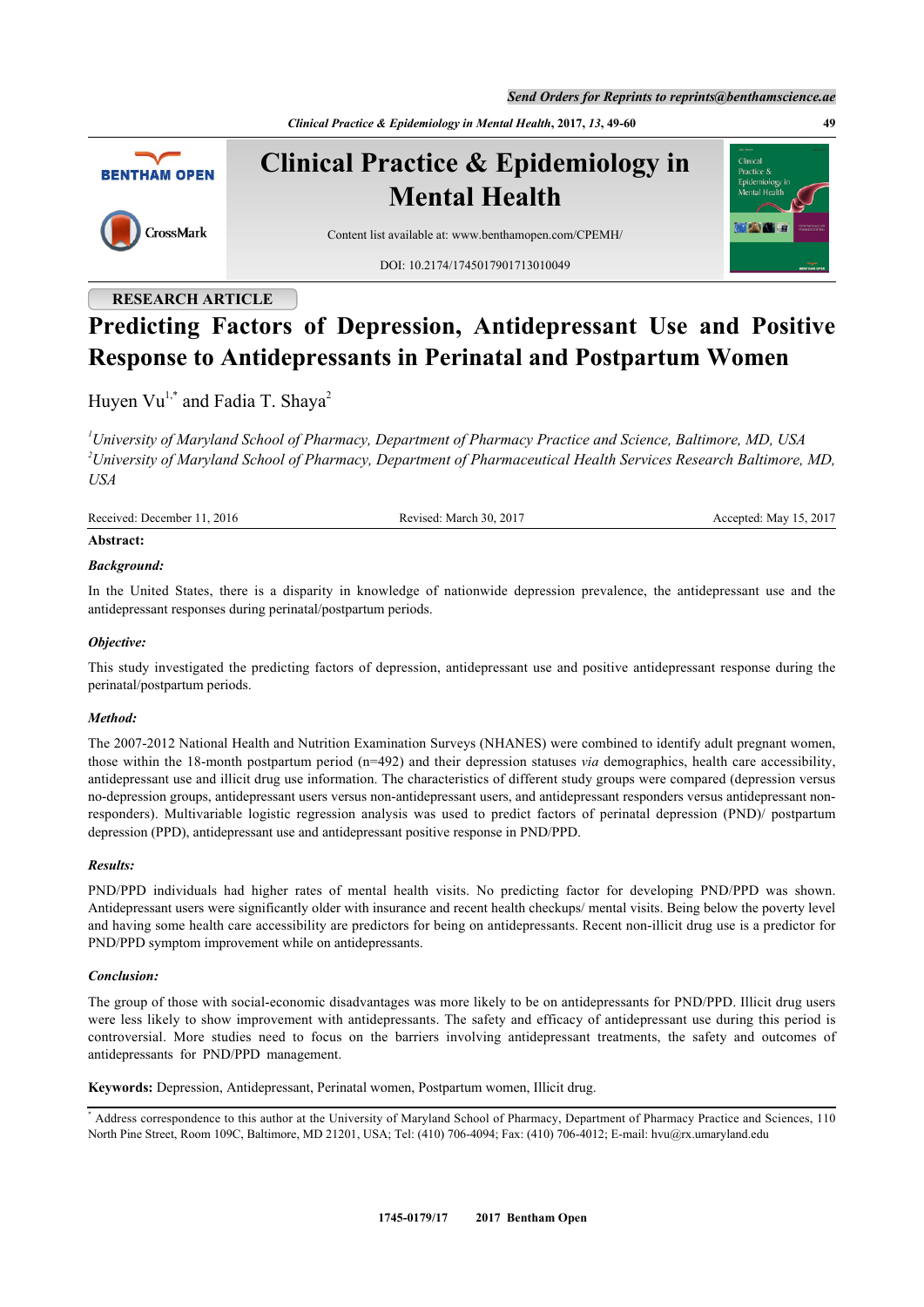RESEARCH ARTICLE

# Predicting Factors of Depression, Antidepressant Use and Positive Response to Antidepressants in Perinatal and Postpartum Women

Huyen Vu[1,*] and Fadia T. Shaya[2]

[1]*University of Maryland School of Pharmacy, Department of Pharmacy Practice and Science, Baltimore, MD, USA*
[2]*University of Maryland School of Pharmacy, Department of Pharmaceutical Health Services Research Baltimore, MD, USA*

Received: December 11, 2016 Revised: March 30, 2017 Accepted: May 15, 2017

**Abstract:**

***Background:***

In the United States, there is a disparity in knowledge of nationwide depression prevalence, the antidepressant use and the antidepressant responses during perinatal/postpartum periods.

***Objective:***

This study investigated the predicting factors of depression, antidepressant use and positive antidepressant response during the perinatal/postpartum periods.

***Method:***

The 2007-2012 National Health and Nutrition Examination Surveys (NHANES) were combined to identify adult pregnant women, those within the 18-month postpartum period (n=492) and their depression statuses *via* demographics, health care accessibility, antidepressant use and illicit drug use information. The characteristics of different study groups were compared (depression versus no-depression groups, antidepressant users versus non-antidepressant users, and antidepressant responders versus antidepressant non-responders). Multivariable logistic regression analysis was used to predict factors of perinatal depression (PND)/ postpartum depression (PPD), antidepressant use and antidepressant positive response in PND/PPD.

***Results:***

PND/PPD individuals had higher rates of mental health visits. No predicting factor for developing PND/PPD was shown. Antidepressant users were significantly older with insurance and recent health checkups/ mental visits. Being below the poverty level and having some health care accessibility are predictors for being on antidepressants. Recent non-illicit drug use is a predictor for PND/PPD symptom improvement while on antidepressants.

***Conclusion:***

The group of those with social-economic disadvantages was more likely to be on antidepressants for PND/PPD. Illicit drug users were less likely to show improvement with antidepressants. The safety and efficacy of antidepressant use during this period is controversial. More studies need to focus on the barriers involving antidepressant treatments, the safety and outcomes of antidepressants for PND/PPD management.

**Keywords:** Depression, Antidepressant, Perinatal women, Postpartum women, Illicit drug.

[*] Address correspondence to this author at the University of Maryland School of Pharmacy, Department of Pharmacy Practice and Sciences, 110 North Pine Street, Room 109C, Baltimore, MD 21201, USA; Tel: (410) 706-4094; Fax: (410) 706-4012; E-mail: hvu@rx.umaryland.edu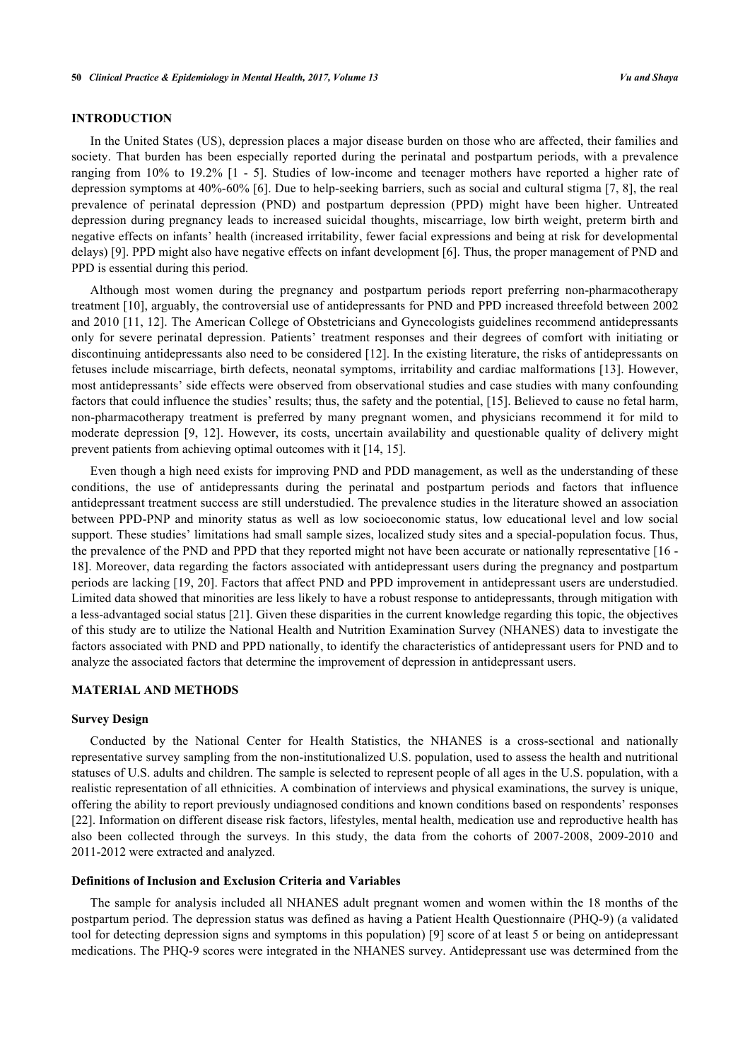## INTRODUCTION

In the United States (US), depression places a major disease burden on those who are affected, their families and society. That burden has been especially reported during the perinatal and postpartum periods, with a prevalence ranging from 10% to 19.2% [1 - 5]. Studies of low-income and teenager mothers have reported a higher rate of depression symptoms at 40%-60% [6]. Due to help-seeking barriers, such as social and cultural stigma [7, 8], the real prevalence of perinatal depression (PND) and postpartum depression (PPD) might have been higher. Untreated depression during pregnancy leads to increased suicidal thoughts, miscarriage, low birth weight, preterm birth and negative effects on infants' health (increased irritability, fewer facial expressions and being at risk for developmental delays) [9]. PPD might also have negative effects on infant development [6]. Thus, the proper management of PND and PPD is essential during this period.

Although most women during the pregnancy and postpartum periods report preferring non-pharmacotherapy treatment [10], arguably, the controversial use of antidepressants for PND and PPD increased threefold between 2002 and 2010 [11, 12]. The American College of Obstetricians and Gynecologists guidelines recommend antidepressants only for severe perinatal depression. Patients' treatment responses and their degrees of comfort with initiating or discontinuing antidepressants also need to be considered [12]. In the existing literature, the risks of antidepressants on fetuses include miscarriage, birth defects, neonatal symptoms, irritability and cardiac malformations [13]. However, most antidepressants' side effects were observed from observational studies and case studies with many confounding factors that could influence the studies' results; thus, the safety and the potential, [15]. Believed to cause no fetal harm, non-pharmacotherapy treatment is preferred by many pregnant women, and physicians recommend it for mild to moderate depression [9, 12]. However, its costs, uncertain availability and questionable quality of delivery might prevent patients from achieving optimal outcomes with it [14, 15].

Even though a high need exists for improving PND and PDD management, as well as the understanding of these conditions, the use of antidepressants during the perinatal and postpartum periods and factors that influence antidepressant treatment success are still understudied. The prevalence studies in the literature showed an association between PPD-PNP and minority status as well as low socioeconomic status, low educational level and low social support. These studies' limitations had small sample sizes, localized study sites and a special-population focus. Thus, the prevalence of the PND and PPD that they reported might not have been accurate or nationally representative [16 - 18]. Moreover, data regarding the factors associated with antidepressant users during the pregnancy and postpartum periods are lacking [19, 20]. Factors that affect PND and PPD improvement in antidepressant users are understudied. Limited data showed that minorities are less likely to have a robust response to antidepressants, through mitigation with a less-advantaged social status [21]. Given these disparities in the current knowledge regarding this topic, the objectives of this study are to utilize the National Health and Nutrition Examination Survey (NHANES) data to investigate the factors associated with PND and PPD nationally, to identify the characteristics of antidepressant users for PND and to analyze the associated factors that determine the improvement of depression in antidepressant users.

## MATERIAL AND METHODS

### Survey Design

Conducted by the National Center for Health Statistics, the NHANES is a cross-sectional and nationally representative survey sampling from the non-institutionalized U.S. population, used to assess the health and nutritional statuses of U.S. adults and children. The sample is selected to represent people of all ages in the U.S. population, with a realistic representation of all ethnicities. A combination of interviews and physical examinations, the survey is unique, offering the ability to report previously undiagnosed conditions and known conditions based on respondents' responses [22]. Information on different disease risk factors, lifestyles, mental health, medication use and reproductive health has also been collected through the surveys. In this study, the data from the cohorts of 2007-2008, 2009-2010 and 2011-2012 were extracted and analyzed.

### Definitions of Inclusion and Exclusion Criteria and Variables

The sample for analysis included all NHANES adult pregnant women and women within the 18 months of the postpartum period. The depression status was defined as having a Patient Health Questionnaire (PHQ-9) (a validated tool for detecting depression signs and symptoms in this population) [9] score of at least 5 or being on antidepressant medications. The PHQ-9 scores were integrated in the NHANES survey. Antidepressant use was determined from the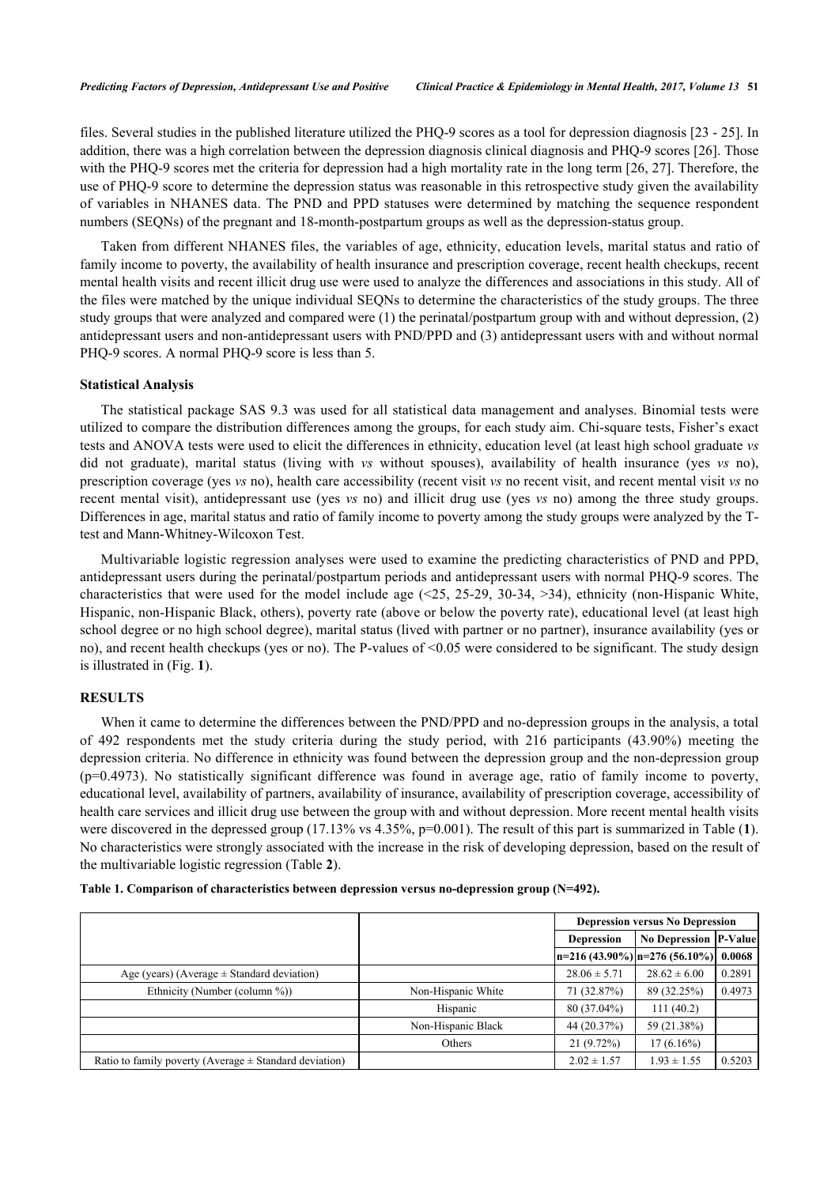files. Several studies in the published literature utilized the PHQ-9 scores as a tool for depression diagnosis [23 - 25]. In addition, there was a high correlation between the depression diagnosis clinical diagnosis and PHQ-9 scores [26]. Those with the PHQ-9 scores met the criteria for depression had a high mortality rate in the long term [26, 27]. Therefore, the use of PHQ-9 score to determine the depression status was reasonable in this retrospective study given the availability of variables in NHANES data. The PND and PPD statuses were determined by matching the sequence respondent numbers (SEQNs) of the pregnant and 18-month-postpartum groups as well as the depression-status group.

Taken from different NHANES files, the variables of age, ethnicity, education levels, marital status and ratio of family income to poverty, the availability of health insurance and prescription coverage, recent health checkups, recent mental health visits and recent illicit drug use were used to analyze the differences and associations in this study. All of the files were matched by the unique individual SEQNs to determine the characteristics of the study groups. The three study groups that were analyzed and compared were (1) the perinatal/postpartum group with and without depression, (2) antidepressant users and non-antidepressant users with PND/PPD and (3) antidepressant users with and without normal PHQ-9 scores. A normal PHQ-9 score is less than 5.

### Statistical Analysis

The statistical package SAS 9.3 was used for all statistical data management and analyses. Binomial tests were utilized to compare the distribution differences among the groups, for each study aim. Chi-square tests, Fisher's exact tests and ANOVA tests were used to elicit the differences in ethnicity, education level (at least high school graduate *vs* did not graduate), marital status (living with *vs* without spouses), availability of health insurance (yes *vs* no), prescription coverage (yes *vs* no), health care accessibility (recent visit *vs* no recent visit, and recent mental visit *vs* no recent mental visit), antidepressant use (yes *vs* no) and illicit drug use (yes *vs* no) among the three study groups. Differences in age, marital status and ratio of family income to poverty among the study groups were analyzed by the T-test and Mann-Whitney-Wilcoxon Test.

Multivariable logistic regression analyses were used to examine the predicting characteristics of PND and PPD, antidepressant users during the perinatal/postpartum periods and antidepressant users with normal PHQ-9 scores. The characteristics that were used for the model include age (<25, 25-29, 30-34, >34), ethnicity (non-Hispanic White, Hispanic, non-Hispanic Black, others), poverty rate (above or below the poverty rate), educational level (at least high school degree or no high school degree), marital status (lived with partner or no partner), insurance availability (yes or no), and recent health checkups (yes or no). The P-values of <0.05 were considered to be significant. The study design is illustrated in (Fig. **1**).

## RESULTS

When it came to determine the differences between the PND/PPD and no-depression groups in the analysis, a total of 492 respondents met the study criteria during the study period, with 216 participants (43.90%) meeting the depression criteria. No difference in ethnicity was found between the depression group and the non-depression group (p=0.4973). No statistically significant difference was found in average age, ratio of family income to poverty, educational level, availability of partners, availability of insurance, availability of prescription coverage, accessibility of health care services and illicit drug use between the group with and without depression. More recent mental health visits were discovered in the depressed group (17.13% vs 4.35%, p=0.001). The result of this part is summarized in Table (**1**). No characteristics were strongly associated with the increase in the risk of developing depression, based on the result of the multivariable logistic regression (Table **2**).

**Table 1. Comparison of characteristics between depression versus no-depression group (N=492).**

| | | Depression versus No Depression | | |
|---|---|---|---|---|
| | | Depression | No Depression | P-Value |
| | | n=216 (43.90%) | n=276 (56.10%) | 0.0068 |
| Age (years) (Average ± Standard deviation) | | 28.06 ± 5.71 | 28.62 ± 6.00 | 0.2891 |
| Ethnicity (Number (column %)) | Non-Hispanic White | 71 (32.87%) | 89 (32.25%) | 0.4973 |
| | Hispanic | 80 (37.04%) | 111 (40.2) | |
| | Non-Hispanic Black | 44 (20.37%) | 59 (21.38%) | |
| | Others | 21 (9.72%) | 17 (6.16%) | |
| Ratio to family poverty (Average ± Standard deviation) | | 2.02 ± 1.57 | 1.93 ± 1.55 | 0.5203 |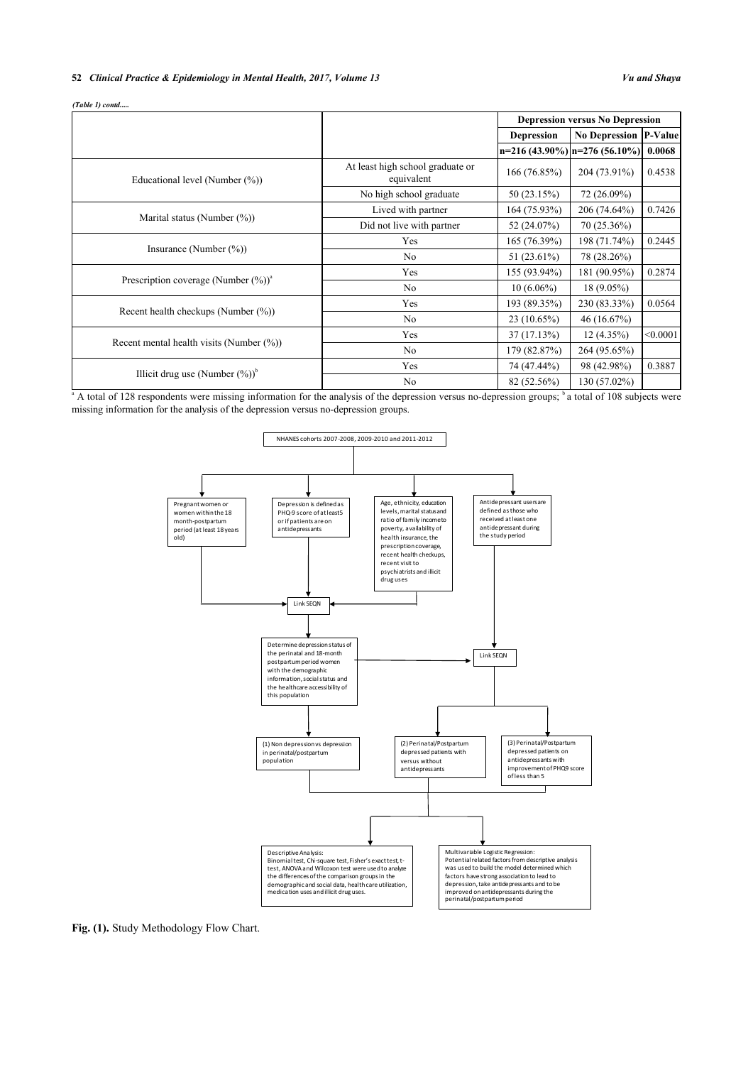*(Table 1) contd.....*

| | | Depression versus No Depression | | |
|---|---|---|---|---|
| | | **Depression** | **No Depression** | **P-Value** |
| | | **n=216 (43.90%)** | **n=276 (56.10%)** | **0.0068** |
| Educational level (Number (%)) | At least high school graduate or equivalent | 166 (76.85%) | 204 (73.91%) | 0.4538 |
| | No high school graduate | 50 (23.15%) | 72 (26.09%) | |
| Marital status (Number (%)) | Lived with partner | 164 (75.93%) | 206 (74.64%) | 0.7426 |
| | Did not live with partner | 52 (24.07%) | 70 (25.36%) | |
| Insurance (Number (%)) | Yes | 165 (76.39%) | 198 (71.74%) | 0.2445 |
| | No | 51 (23.61%) | 78 (28.26%) | |
| Prescription coverage (Number (%))[a] | Yes | 155 (93.94%) | 181 (90.95%) | 0.2874 |
| | No | 10 (6.06%) | 18 (9.05%) | |
| Recent health checkups (Number (%)) | Yes | 193 (89.35%) | 230 (83.33%) | 0.0564 |
| | No | 23 (10.65%) | 46 (16.67%) | |
| Recent mental health visits (Number (%)) | Yes | 37 (17.13%) | 12 (4.35%) | <0.0001 |
| | No | 179 (82.87%) | 264 (95.65%) | |
| Illicit drug use (Number (%))[b] | Yes | 74 (47.44%) | 98 (42.98%) | 0.3887 |
| | No | 82 (52.56%) | 130 (57.02%) | |

[a] A total of 128 respondents were missing information for the analysis of the depression versus no-depression groups; [b] a total of 108 subjects were missing information for the analysis of the depression versus no-depression groups.

**Fig. (1).** Study Methodology Flow Chart.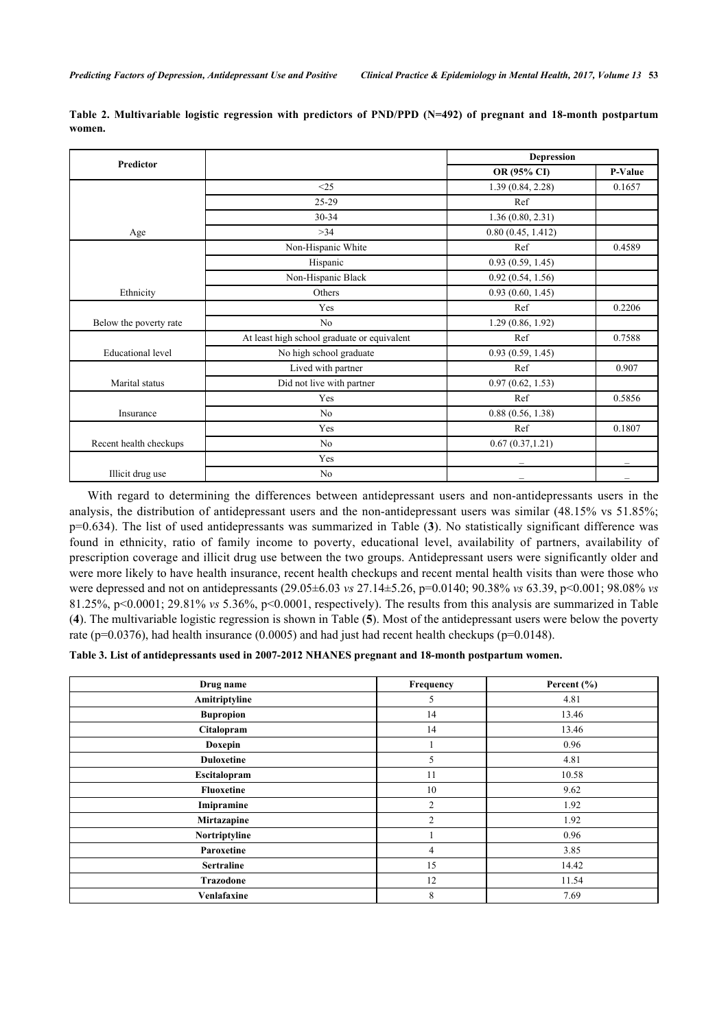**Table 2. Multivariable logistic regression with predictors of PND/PPD (N=492) of pregnant and 18-month postpartum women.**

| Predictor | | Depression | |
|---|---|---|---|
| | | OR (95% CI) | P-Value |
| Age | <25 | 1.39 (0.84, 2.28) | 0.1657 |
| | 25-29 | Ref | |
| | 30-34 | 1.36 (0.80, 2.31) | |
| | >34 | 0.80 (0.45, 1.412) | |
| Ethnicity | Non-Hispanic White | Ref | 0.4589 |
| | Hispanic | 0.93 (0.59, 1.45) | |
| | Non-Hispanic Black | 0.92 (0.54, 1.56) | |
| | Others | 0.93 (0.60, 1.45) | |
| Below the poverty rate | Yes | Ref | 0.2206 |
| | No | 1.29 (0.86, 1.92) | |
| Educational level | At least high school graduate or equivalent | Ref | 0.7588 |
| | No high school graduate | 0.93 (0.59, 1.45) | |
| Marital status | Lived with partner | Ref | 0.907 |
| | Did not live with partner | 0.97 (0.62, 1.53) | |
| Insurance | Yes | Ref | 0.5856 |
| | No | 0.88 (0.56, 1.38) | |
| Recent health checkups | Yes | Ref | 0.1807 |
| | No | 0.67 (0.37,1.21) | |
| Illicit drug use | Yes | _ | _ |
| | No | _ | _ |

With regard to determining the differences between antidepressant users and non-antidepressants users in the analysis, the distribution of antidepressant users and the non-antidepressant users was similar (48.15% vs 51.85%; p=0.634). The list of used antidepressants was summarized in Table (**3**). No statistically significant difference was found in ethnicity, ratio of family income to poverty, educational level, availability of partners, availability of prescription coverage and illicit drug use between the two groups. Antidepressant users were significantly older and were more likely to have health insurance, recent health checkups and recent mental health visits than were those who were depressed and not on antidepressants (29.05±6.03 *vs* 27.14±5.26, p=0.0140; 90.38% *vs* 63.39, p<0.001; 98.08% *vs* 81.25%, p<0.0001; 29.81% *vs* 5.36%, p<0.0001, respectively). The results from this analysis are summarized in Table (**4**). The multivariable logistic regression is shown in Table (**5**). Most of the antidepressant users were below the poverty rate (p=0.0376), had health insurance (0.0005) and had just had recent health checkups (p=0.0148).

**Table 3. List of antidepressants used in 2007-2012 NHANES pregnant and 18-month postpartum women.**

| Drug name | Frequency | Percent (%) |
|---|---|---|
| **Amitriptyline** | 5 | 4.81 |
| **Bupropion** | 14 | 13.46 |
| **Citalopram** | 14 | 13.46 |
| **Doxepin** | 1 | 0.96 |
| **Duloxetine** | 5 | 4.81 |
| **Escitalopram** | 11 | 10.58 |
| **Fluoxetine** | 10 | 9.62 |
| **Imipramine** | 2 | 1.92 |
| **Mirtazapine** | 2 | 1.92 |
| **Nortriptyline** | 1 | 0.96 |
| **Paroxetine** | 4 | 3.85 |
| **Sertraline** | 15 | 14.42 |
| **Trazodone** | 12 | 11.54 |
| **Venlafaxine** | 8 | 7.69 |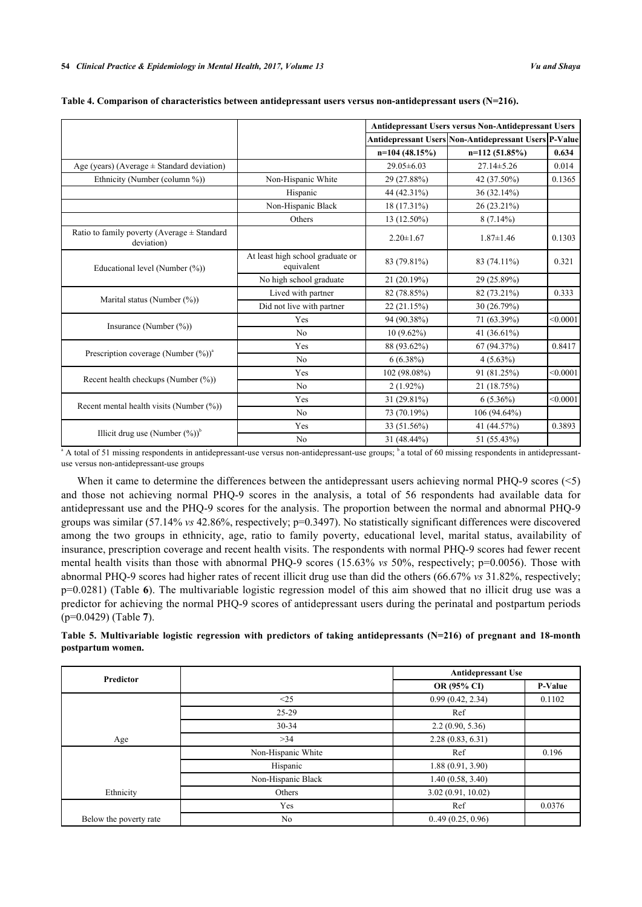**Table 4. Comparison of characteristics between antidepressant users versus non-antidepressant users (N=216).**

| | | Antidepressant Users versus Non-Antidepressant Users | | |
|---|---|---|---|---|
| | | Antidepressant Users | Non-Antidepressant Users | P-Value |
| | | n=104 (48.15%) | n=112 (51.85%) | 0.634 |
| Age (years) (Average ± Standard deviation) | | 29.05±6.03 | 27.14±5.26 | 0.014 |
| Ethnicity (Number (column %)) | Non-Hispanic White | 29 (27.88%) | 42 (37.50%) | 0.1365 |
| | Hispanic | 44 (42.31%) | 36 (32.14%) | |
| | Non-Hispanic Black | 18 (17.31%) | 26 (23.21%) | |
| | Others | 13 (12.50%) | 8 (7.14%) | |
| Ratio to family poverty (Average ± Standard deviation) | | 2.20±1.67 | 1.87±1.46 | 0.1303 |
| Educational level (Number (%)) | At least high school graduate or equivalent | 83 (79.81%) | 83 (74.11%) | 0.321 |
| | No high school graduate | 21 (20.19%) | 29 (25.89%) | |
| Marital status (Number (%)) | Lived with partner | 82 (78.85%) | 82 (73.21%) | 0.333 |
| | Did not live with partner | 22 (21.15%) | 30 (26.79%) | |
| Insurance (Number (%)) | Yes | 94 (90.38%) | 71 (63.39%) | <0.0001 |
| | No | 10 (9.62%) | 41 (36.61%) | |
| Prescription coverage (Number (%))[a] | Yes | 88 (93.62%) | 67 (94.37%) | 0.8417 |
| | No | 6 (6.38%) | 4 (5.63%) | |
| Recent health checkups (Number (%)) | Yes | 102 (98.08%) | 91 (81.25%) | <0.0001 |
| | No | 2 (1.92%) | 21 (18.75%) | |
| Recent mental health visits (Number (%)) | Yes | 31 (29.81%) | 6 (5.36%) | <0.0001 |
| | No | 73 (70.19%) | 106 (94.64%) | |
| Illicit drug use (Number (%))[b] | Yes | 33 (51.56%) | 41 (44.57%) | 0.3893 |
| | No | 31 (48.44%) | 51 (55.43%) | |

[a] A total of 51 missing respondents in antidepressant-use versus non-antidepressant-use groups; [b] a total of 60 missing respondents in antidepressant-use versus non-antidepressant-use groups

When it came to determine the differences between the antidepressant users achieving normal PHQ-9 scores (<5) and those not achieving normal PHQ-9 scores in the analysis, a total of 56 respondents had available data for antidepressant use and the PHQ-9 scores for the analysis. The proportion between the normal and abnormal PHQ-9 groups was similar (57.14% *vs* 42.86%, respectively; p=0.3497). No statistically significant differences were discovered among the two groups in ethnicity, age, ratio to family poverty, educational level, marital status, availability of insurance, prescription coverage and recent health visits. The respondents with normal PHQ-9 scores had fewer recent mental health visits than those with abnormal PHQ-9 scores (15.63% *vs* 50%, respectively; p=0.0056). Those with abnormal PHQ-9 scores had higher rates of recent illicit drug use than did the others (66.67% *vs* 31.82%, respectively; p=0.0281) (Table **6**). The multivariable logistic regression model of this aim showed that no illicit drug use was a predictor for achieving the normal PHQ-9 scores of antidepressant users during the perinatal and postpartum periods (p=0.0429) (Table **7**).

**Table 5. Multivariable logistic regression with predictors of taking antidepressants (N=216) of pregnant and 18-month postpartum women.**

| Predictor | | Antidepressant Use | |
|---|---|---|---|
| | | OR (95% CI) | P-Value |
| Age | <25 | 0.99 (0.42, 2.34) | 0.1102 |
| | 25-29 | Ref | |
| | 30-34 | 2.2 (0.90, 5.36) | |
| | >34 | 2.28 (0.83, 6.31) | |
| Ethnicity | Non-Hispanic White | Ref | 0.196 |
| | Hispanic | 1.88 (0.91, 3.90) | |
| | Non-Hispanic Black | 1.40 (0.58, 3.40) | |
| | Others | 3.02 (0.91, 10.02) | |
| Below the poverty rate | Yes | Ref | 0.0376 |
| | No | 0..49 (0.25, 0.96) | |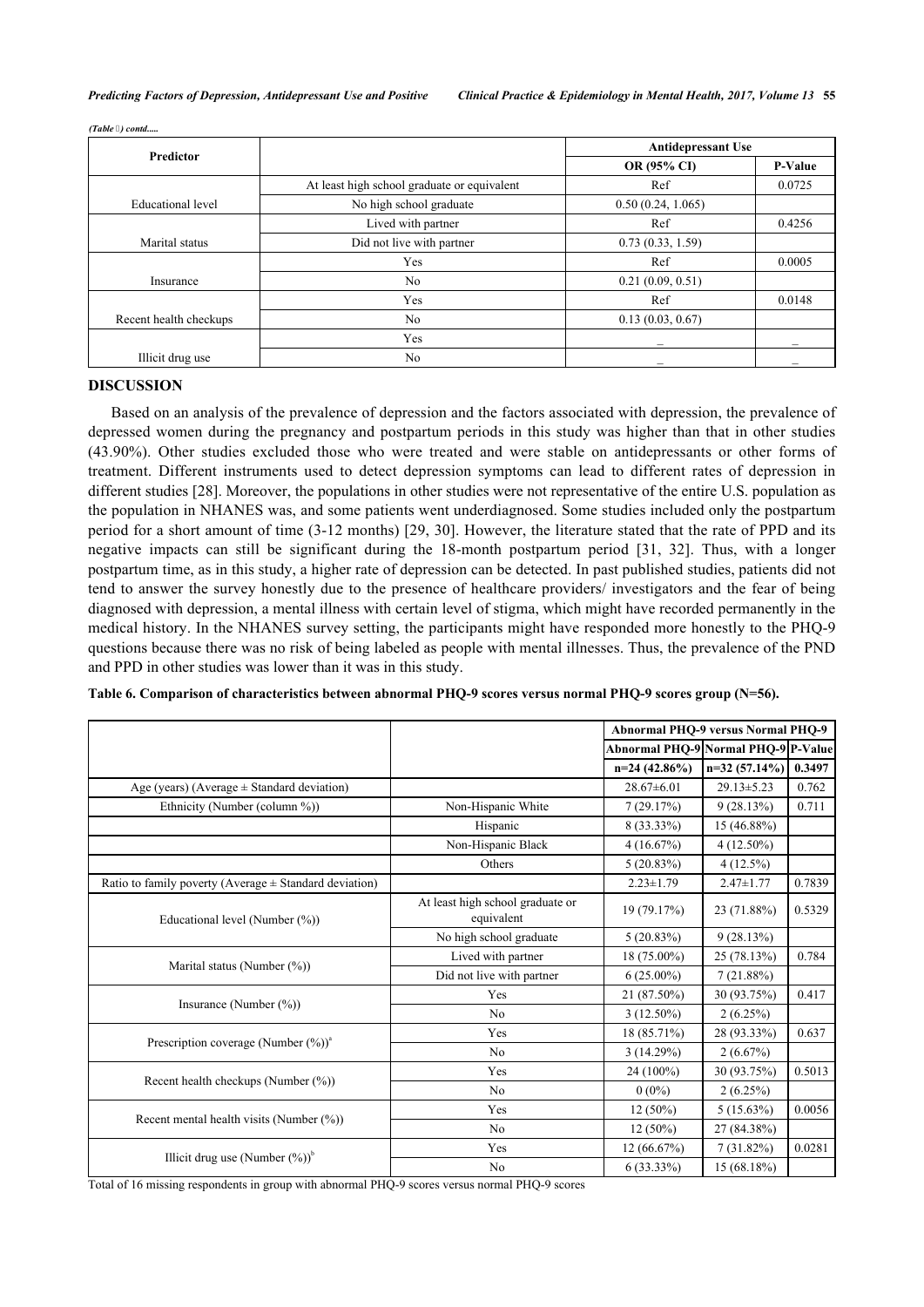*(Table ) contd.....*

| Predictor | | Antidepressant Use | |
|---|---|---|---|
| | | OR (95% CI) | P-Value |
| Educational level | At least high school graduate or equivalent | Ref | 0.0725 |
| | No high school graduate | 0.50 (0.24, 1.065) | |
| Marital status | Lived with partner | Ref | 0.4256 |
| | Did not live with partner | 0.73 (0.33, 1.59) | |
| Insurance | Yes | Ref | 0.0005 |
| | No | 0.21 (0.09, 0.51) | |
| Recent health checkups | Yes | Ref | 0.0148 |
| | No | 0.13 (0.03, 0.67) | |
| Illicit drug use | Yes | _ | _ |
| | No | _ | _ |

## DISCUSSION

Based on an analysis of the prevalence of depression and the factors associated with depression, the prevalence of depressed women during the pregnancy and postpartum periods in this study was higher than that in other studies (43.90%). Other studies excluded those who were treated and were stable on antidepressants or other forms of treatment. Different instruments used to detect depression symptoms can lead to different rates of depression in different studies [28]. Moreover, the populations in other studies were not representative of the entire U.S. population as the population in NHANES was, and some patients went underdiagnosed. Some studies included only the postpartum period for a short amount of time (3-12 months) [29, 30]. However, the literature stated that the rate of PPD and its negative impacts can still be significant during the 18-month postpartum period [31, 32]. Thus, with a longer postpartum time, as in this study, a higher rate of depression can be detected. In past published studies, patients did not tend to answer the survey honestly due to the presence of healthcare providers/ investigators and the fear of being diagnosed with depression, a mental illness with certain level of stigma, which might have recorded permanently in the medical history. In the NHANES survey setting, the participants might have responded more honestly to the PHQ-9 questions because there was no risk of being labeled as people with mental illnesses. Thus, the prevalence of the PND and PPD in other studies was lower than it was in this study.

**Table 6. Comparison of characteristics between abnormal PHQ-9 scores versus normal PHQ-9 scores group (N=56).**

| | | Abnormal PHQ-9 versus Normal PHQ-9 | | |
|---|---|---|---|---|
| | | Abnormal PHQ-9 | Normal PHQ-9 | P-Value |
| | | n=24 (42.86%) | n=32 (57.14%) | 0.3497 |
| Age (years) (Average ± Standard deviation) | | 28.67±6.01 | 29.13±5.23 | 0.762 |
| Ethnicity (Number (column %)) | Non-Hispanic White | 7 (29.17%) | 9 (28.13%) | 0.711 |
| | Hispanic | 8 (33.33%) | 15 (46.88%) | |
| | Non-Hispanic Black | 4 (16.67%) | 4 (12.50%) | |
| | Others | 5 (20.83%) | 4 (12.5%) | |
| Ratio to family poverty (Average ± Standard deviation) | | 2.23±1.79 | 2.47±1.77 | 0.7839 |
| Educational level (Number (%)) | At least high school graduate or equivalent | 19 (79.17%) | 23 (71.88%) | 0.5329 |
| | No high school graduate | 5 (20.83%) | 9 (28.13%) | |
| Marital status (Number (%)) | Lived with partner | 18 (75.00%) | 25 (78.13%) | 0.784 |
| | Did not live with partner | 6 (25.00%) | 7 (21.88%) | |
| Insurance (Number (%)) | Yes | 21 (87.50%) | 30 (93.75%) | 0.417 |
| | No | 3 (12.50%) | 2 (6.25%) | |
| Prescription coverage (Number (%))[a] | Yes | 18 (85.71%) | 28 (93.33%) | 0.637 |
| | No | 3 (14.29%) | 2 (6.67%) | |
| Recent health checkups (Number (%)) | Yes | 24 (100%) | 30 (93.75%) | 0.5013 |
| | No | 0 (0%) | 2 (6.25%) | |
| Recent mental health visits (Number (%)) | Yes | 12 (50%) | 5 (15.63%) | 0.0056 |
| | No | 12 (50%) | 27 (84.38%) | |
| Illicit drug use (Number (%))[b] | Yes | 12 (66.67%) | 7 (31.82%) | 0.0281 |
| | No | 6 (33.33%) | 15 (68.18%) | |

Total of 16 missing respondents in group with abnormal PHQ-9 scores versus normal PHQ-9 scores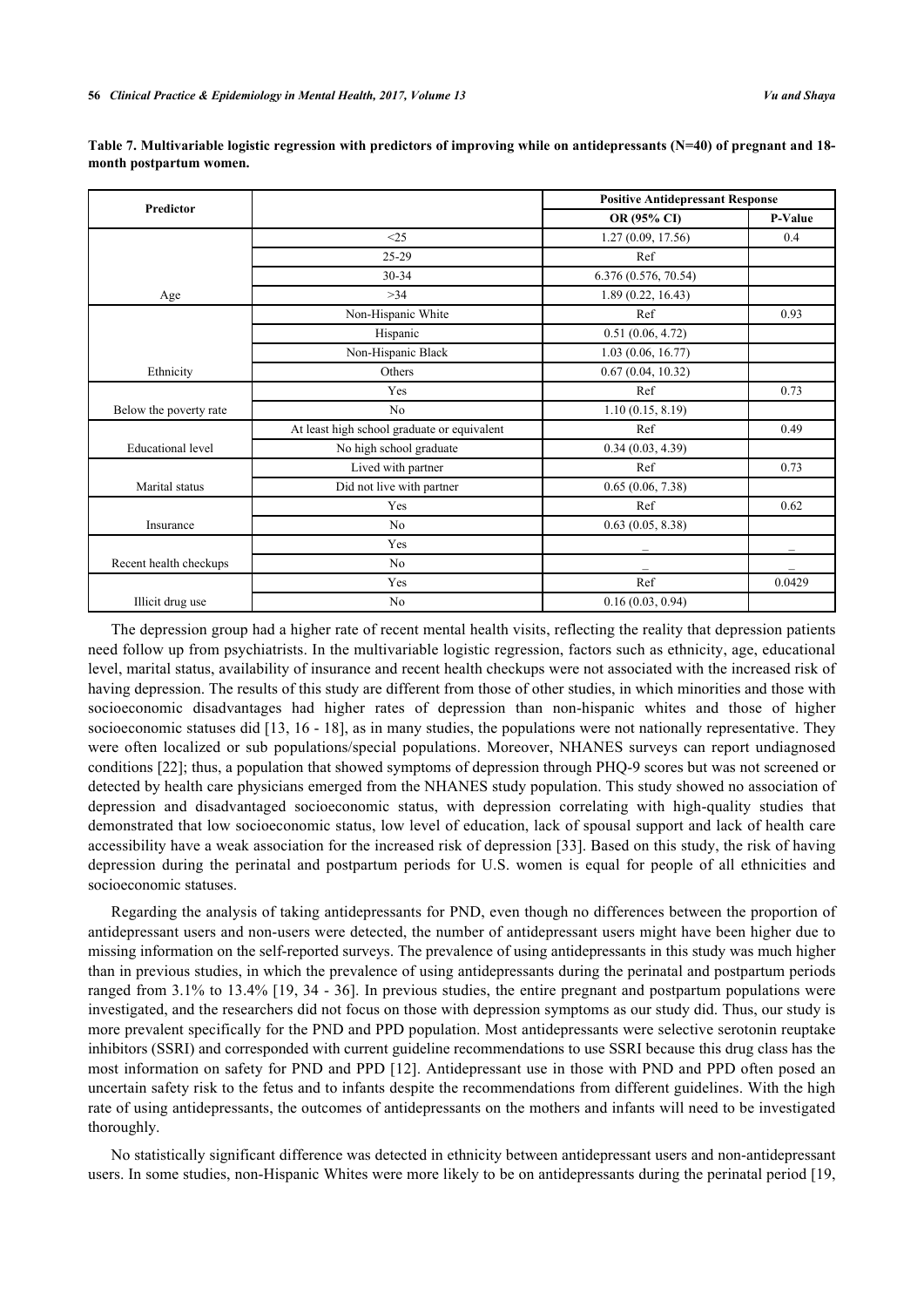**Table 7. Multivariable logistic regression with predictors of improving while on antidepressants (N=40) of pregnant and 18-month postpartum women.**

| Predictor | | Positive Antidepressant Response | |
|---|---|---|---|
| | | OR (95% CI) | P-Value |
| Age | <25 | 1.27 (0.09, 17.56) | 0.4 |
| | 25-29 | Ref | |
| | 30-34 | 6.376 (0.576, 70.54) | |
| | >34 | 1.89 (0.22, 16.43) | |
| Ethnicity | Non-Hispanic White | Ref | 0.93 |
| | Hispanic | 0.51 (0.06, 4.72) | |
| | Non-Hispanic Black | 1.03 (0.06, 16.77) | |
| | Others | 0.67 (0.04, 10.32) | |
| Below the poverty rate | Yes | Ref | 0.73 |
| | No | 1.10 (0.15, 8.19) | |
| Educational level | At least high school graduate or equivalent | Ref | 0.49 |
| | No high school graduate | 0.34 (0.03, 4.39) | |
| Marital status | Lived with partner | Ref | 0.73 |
| | Did not live with partner | 0.65 (0.06, 7.38) | |
| Insurance | Yes | Ref | 0.62 |
| | No | 0.63 (0.05, 8.38) | |
| Recent health checkups | Yes | _ | _ |
| | No | _ | _ |
| Illicit drug use | Yes | Ref | 0.0429 |
| | No | 0.16 (0.03, 0.94) | |

The depression group had a higher rate of recent mental health visits, reflecting the reality that depression patients need follow up from psychiatrists. In the multivariable logistic regression, factors such as ethnicity, age, educational level, marital status, availability of insurance and recent health checkups were not associated with the increased risk of having depression. The results of this study are different from those of other studies, in which minorities and those with socioeconomic disadvantages had higher rates of depression than non-hispanic whites and those of higher socioeconomic statuses did [13, 16 - 18], as in many studies, the populations were not nationally representative. They were often localized or sub populations/special populations. Moreover, NHANES surveys can report undiagnosed conditions [22]; thus, a population that showed symptoms of depression through PHQ-9 scores but was not screened or detected by health care physicians emerged from the NHANES study population. This study showed no association of depression and disadvantaged socioeconomic status, with depression correlating with high-quality studies that demonstrated that low socioeconomic status, low level of education, lack of spousal support and lack of health care accessibility have a weak association for the increased risk of depression [33]. Based on this study, the risk of having depression during the perinatal and postpartum periods for U.S. women is equal for people of all ethnicities and socioeconomic statuses.

Regarding the analysis of taking antidepressants for PND, even though no differences between the proportion of antidepressant users and non-users were detected, the number of antidepressant users might have been higher due to missing information on the self-reported surveys. The prevalence of using antidepressants in this study was much higher than in previous studies, in which the prevalence of using antidepressants during the perinatal and postpartum periods ranged from 3.1% to 13.4% [19, 34 - 36]. In previous studies, the entire pregnant and postpartum populations were investigated, and the researchers did not focus on those with depression symptoms as our study did. Thus, our study is more prevalent specifically for the PND and PPD population. Most antidepressants were selective serotonin reuptake inhibitors (SSRI) and corresponded with current guideline recommendations to use SSRI because this drug class has the most information on safety for PND and PPD [12]. Antidepressant use in those with PND and PPD often posed an uncertain safety risk to the fetus and to infants despite the recommendations from different guidelines. With the high rate of using antidepressants, the outcomes of antidepressants on the mothers and infants will need to be investigated thoroughly.

No statistically significant difference was detected in ethnicity between antidepressant users and non-antidepressant users. In some studies, non-Hispanic Whites were more likely to be on antidepressants during the perinatal period [19,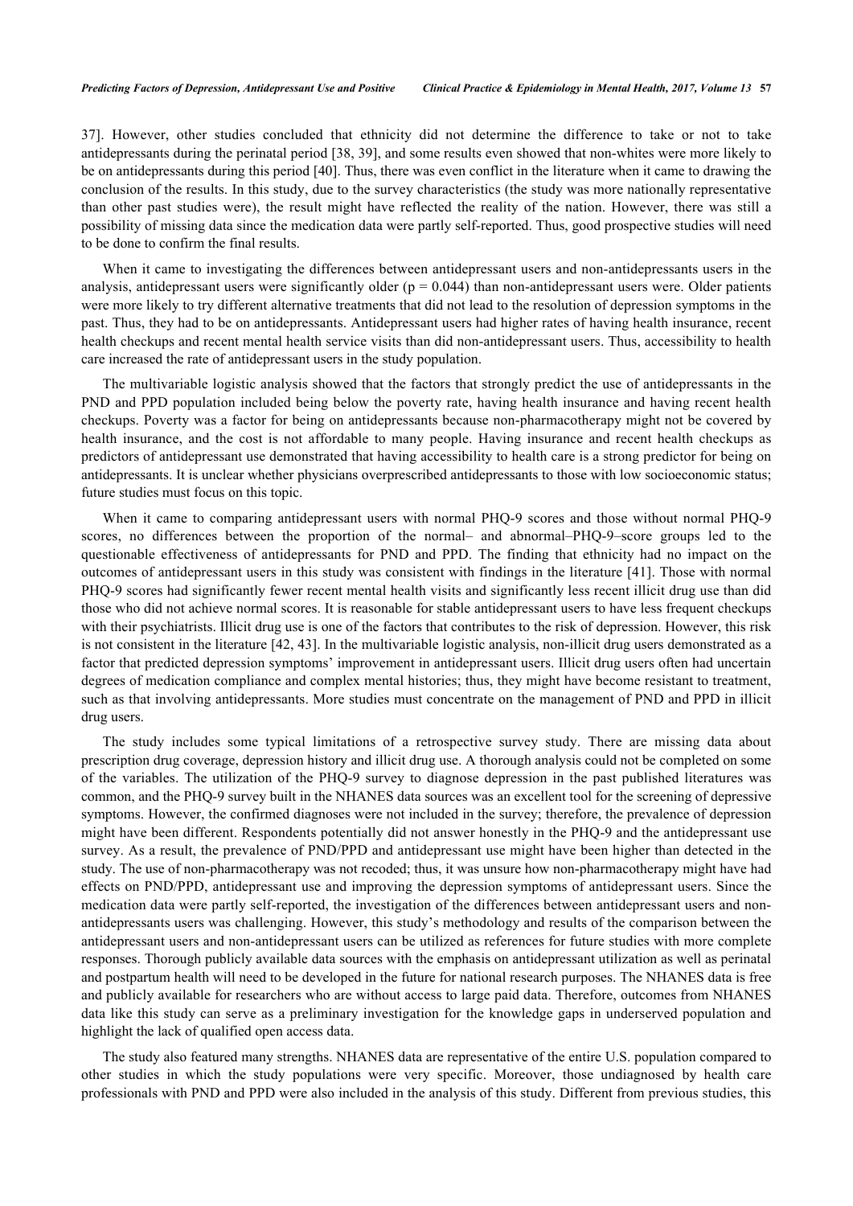37]. However, other studies concluded that ethnicity did not determine the difference to take or not to take antidepressants during the perinatal period [38, 39], and some results even showed that non-whites were more likely to be on antidepressants during this period [40]. Thus, there was even conflict in the literature when it came to drawing the conclusion of the results. In this study, due to the survey characteristics (the study was more nationally representative than other past studies were), the result might have reflected the reality of the nation. However, there was still a possibility of missing data since the medication data were partly self-reported. Thus, good prospective studies will need to be done to confirm the final results.

When it came to investigating the differences between antidepressant users and non-antidepressants users in the analysis, antidepressant users were significantly older ($p = 0.044$) than non-antidepressant users were. Older patients were more likely to try different alternative treatments that did not lead to the resolution of depression symptoms in the past. Thus, they had to be on antidepressants. Antidepressant users had higher rates of having health insurance, recent health checkups and recent mental health service visits than did non-antidepressant users. Thus, accessibility to health care increased the rate of antidepressant users in the study population.

The multivariable logistic analysis showed that the factors that strongly predict the use of antidepressants in the PND and PPD population included being below the poverty rate, having health insurance and having recent health checkups. Poverty was a factor for being on antidepressants because non-pharmacotherapy might not be covered by health insurance, and the cost is not affordable to many people. Having insurance and recent health checkups as predictors of antidepressant use demonstrated that having accessibility to health care is a strong predictor for being on antidepressants. It is unclear whether physicians overprescribed antidepressants to those with low socioeconomic status; future studies must focus on this topic.

When it came to comparing antidepressant users with normal PHQ-9 scores and those without normal PHQ-9 scores, no differences between the proportion of the normal– and abnormal–PHQ-9–score groups led to the questionable effectiveness of antidepressants for PND and PPD. The finding that ethnicity had no impact on the outcomes of antidepressant users in this study was consistent with findings in the literature [41]. Those with normal PHQ-9 scores had significantly fewer recent mental health visits and significantly less recent illicit drug use than did those who did not achieve normal scores. It is reasonable for stable antidepressant users to have less frequent checkups with their psychiatrists. Illicit drug use is one of the factors that contributes to the risk of depression. However, this risk is not consistent in the literature [42, 43]. In the multivariable logistic analysis, non-illicit drug users demonstrated as a factor that predicted depression symptoms' improvement in antidepressant users. Illicit drug users often had uncertain degrees of medication compliance and complex mental histories; thus, they might have become resistant to treatment, such as that involving antidepressants. More studies must concentrate on the management of PND and PPD in illicit drug users.

The study includes some typical limitations of a retrospective survey study. There are missing data about prescription drug coverage, depression history and illicit drug use. A thorough analysis could not be completed on some of the variables. The utilization of the PHQ-9 survey to diagnose depression in the past published literatures was common, and the PHQ-9 survey built in the NHANES data sources was an excellent tool for the screening of depressive symptoms. However, the confirmed diagnoses were not included in the survey; therefore, the prevalence of depression might have been different. Respondents potentially did not answer honestly in the PHQ-9 and the antidepressant use survey. As a result, the prevalence of PND/PPD and antidepressant use might have been higher than detected in the study. The use of non-pharmacotherapy was not recoded; thus, it was unsure how non-pharmacotherapy might have had effects on PND/PPD, antidepressant use and improving the depression symptoms of antidepressant users. Since the medication data were partly self-reported, the investigation of the differences between antidepressant users and non-antidepressants users was challenging. However, this study's methodology and results of the comparison between the antidepressant users and non-antidepressant users can be utilized as references for future studies with more complete responses. Thorough publicly available data sources with the emphasis on antidepressant utilization as well as perinatal and postpartum health will need to be developed in the future for national research purposes. The NHANES data is free and publicly available for researchers who are without access to large paid data. Therefore, outcomes from NHANES data like this study can serve as a preliminary investigation for the knowledge gaps in underserved population and highlight the lack of qualified open access data.

The study also featured many strengths. NHANES data are representative of the entire U.S. population compared to other studies in which the study populations were very specific. Moreover, those undiagnosed by health care professionals with PND and PPD were also included in the analysis of this study. Different from previous studies, this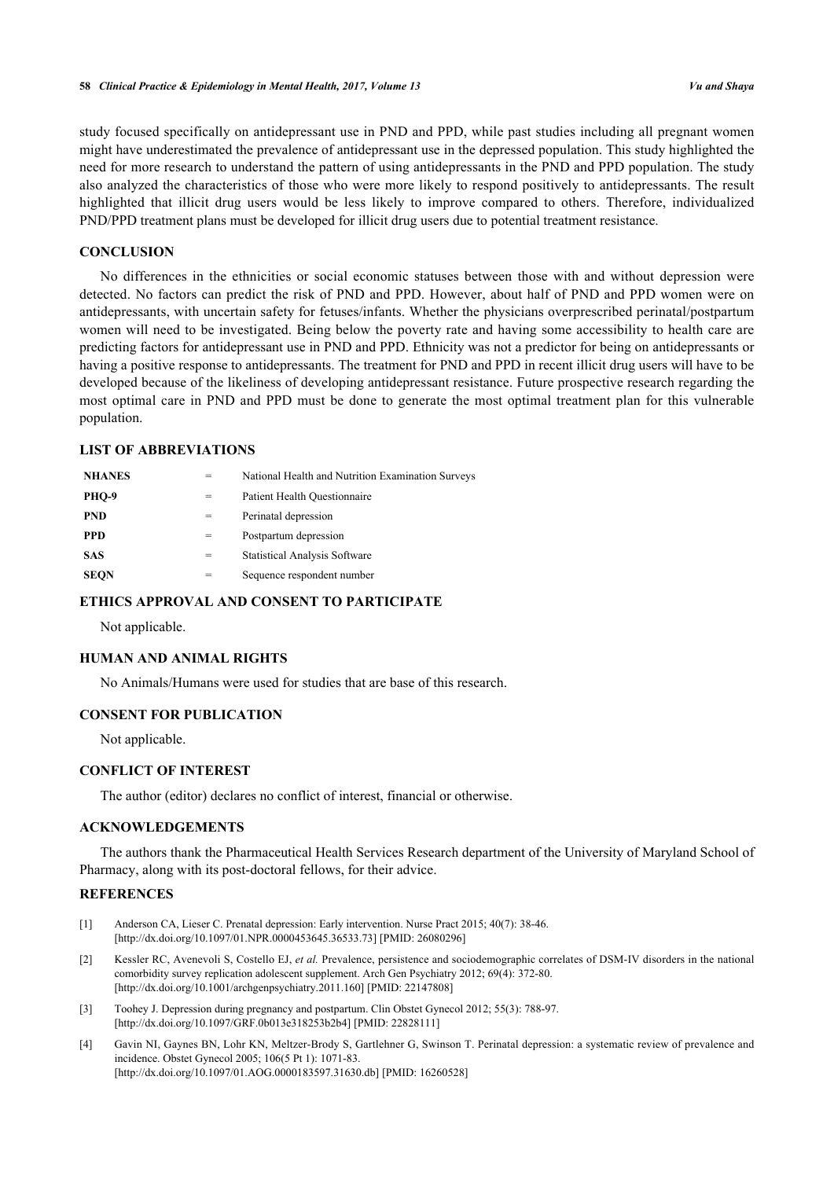study focused specifically on antidepressant use in PND and PPD, while past studies including all pregnant women might have underestimated the prevalence of antidepressant use in the depressed population. This study highlighted the need for more research to understand the pattern of using antidepressants in the PND and PPD population. The study also analyzed the characteristics of those who were more likely to respond positively to antidepressants. The result highlighted that illicit drug users would be less likely to improve compared to others. Therefore, individualized PND/PPD treatment plans must be developed for illicit drug users due to potential treatment resistance.

## CONCLUSION

No differences in the ethnicities or social economic statuses between those with and without depression were detected. No factors can predict the risk of PND and PPD. However, about half of PND and PPD women were on antidepressants, with uncertain safety for fetuses/infants. Whether the physicians overprescribed perinatal/postpartum women will need to be investigated. Being below the poverty rate and having some accessibility to health care are predicting factors for antidepressant use in PND and PPD. Ethnicity was not a predictor for being on antidepressants or having a positive response to antidepressants. The treatment for PND and PPD in recent illicit drug users will have to be developed because of the likeliness of developing antidepressant resistance. Future prospective research regarding the most optimal care in PND and PPD must be done to generate the most optimal treatment plan for this vulnerable population.

## LIST OF ABBREVIATIONS

| | | |
|---|---|---|
| **NHANES** | = | National Health and Nutrition Examination Surveys |
| **PHQ-9** | = | Patient Health Questionnaire |
| **PND** | = | Perinatal depression |
| **PPD** | = | Postpartum depression |
| **SAS** | = | Statistical Analysis Software |
| **SEQN** | = | Sequence respondent number |

## ETHICS APPROVAL AND CONSENT TO PARTICIPATE

Not applicable.

## HUMAN AND ANIMAL RIGHTS

No Animals/Humans were used for studies that are base of this research.

## CONSENT FOR PUBLICATION

Not applicable.

## CONFLICT OF INTEREST

The author (editor) declares no conflict of interest, financial or otherwise.

## ACKNOWLEDGEMENTS

The authors thank the Pharmaceutical Health Services Research department of the University of Maryland School of Pharmacy, along with its post-doctoral fellows, for their advice.

## REFERENCES

[1] Anderson CA, Lieser C. Prenatal depression: Early intervention. Nurse Pract 2015; 40(7): 38-46. [http://dx.doi.org/10.1097/01.NPR.0000453645.36533.73] [PMID: 26080296]

[2] Kessler RC, Avenevoli S, Costello EJ, *et al.* Prevalence, persistence and sociodemographic correlates of DSM-IV disorders in the national comorbidity survey replication adolescent supplement. Arch Gen Psychiatry 2012; 69(4): 372-80. [http://dx.doi.org/10.1001/archgenpsychiatry.2011.160] [PMID: 22147808]

[3] Toohey J. Depression during pregnancy and postpartum. Clin Obstet Gynecol 2012; 55(3): 788-97. [http://dx.doi.org/10.1097/GRF.0b013e318253b2b4] [PMID: 22828111]

[4] Gavin NI, Gaynes BN, Lohr KN, Meltzer-Brody S, Gartlehner G, Swinson T. Perinatal depression: a systematic review of prevalence and incidence. Obstet Gynecol 2005; 106(5 Pt 1): 1071-83. [http://dx.doi.org/10.1097/01.AOG.0000183597.31630.db] [PMID: 16260528]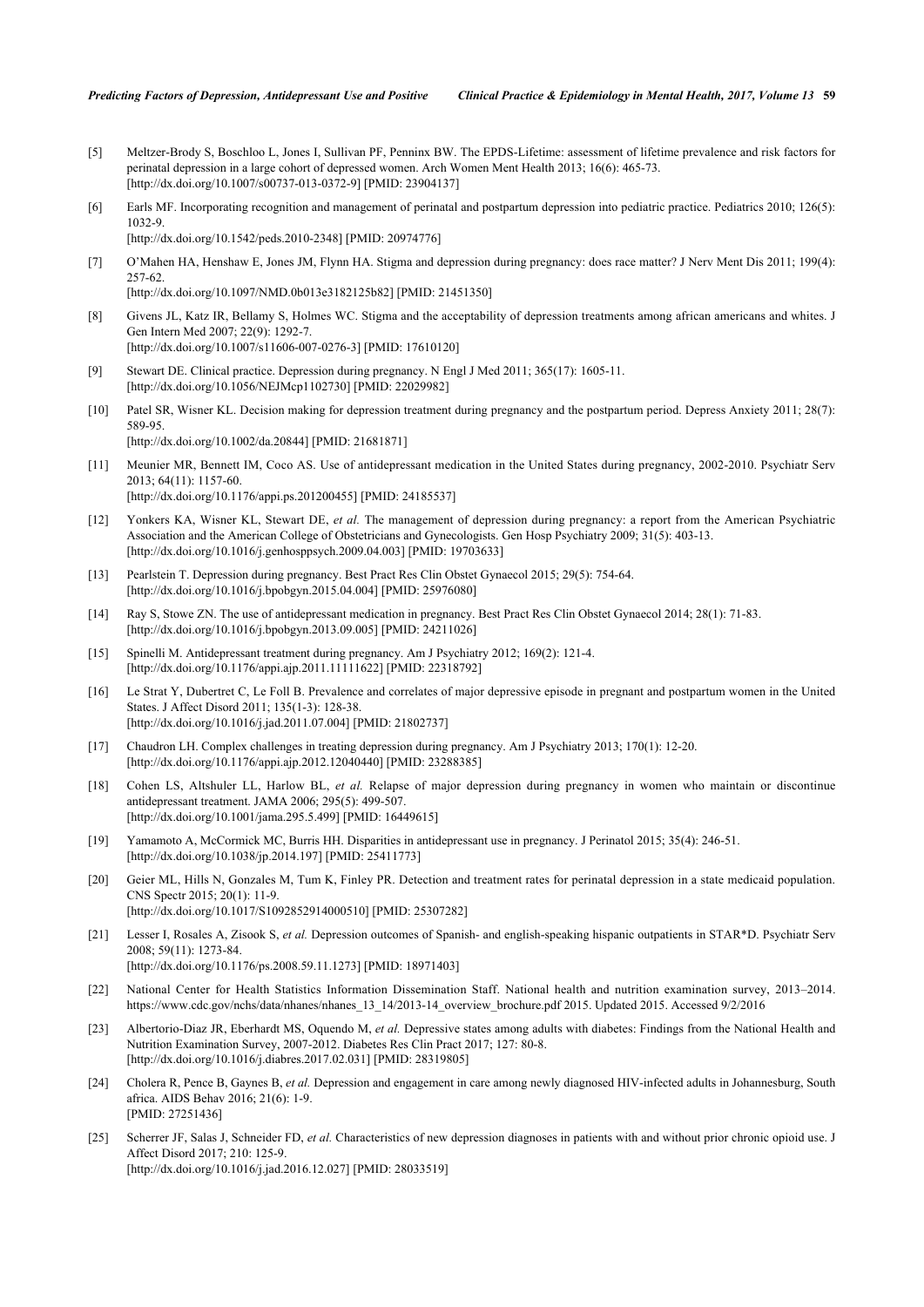[5] Meltzer-Brody S, Boschloo L, Jones I, Sullivan PF, Penninx BW. The EPDS-Lifetime: assessment of lifetime prevalence and risk factors for perinatal depression in a large cohort of depressed women. Arch Women Ment Health 2013; 16(6): 465-73. [http://dx.doi.org/10.1007/s00737-013-0372-9] [PMID: 23904137]

[6] Earls MF. Incorporating recognition and management of perinatal and postpartum depression into pediatric practice. Pediatrics 2010; 126(5): 1032-9. [http://dx.doi.org/10.1542/peds.2010-2348] [PMID: 20974776]

[7] O'Mahen HA, Henshaw E, Jones JM, Flynn HA. Stigma and depression during pregnancy: does race matter? J Nerv Ment Dis 2011; 199(4): 257-62. [http://dx.doi.org/10.1097/NMD.0b013e3182125b82] [PMID: 21451350]

[8] Givens JL, Katz IR, Bellamy S, Holmes WC. Stigma and the acceptability of depression treatments among african americans and whites. J Gen Intern Med 2007; 22(9): 1292-7. [http://dx.doi.org/10.1007/s11606-007-0276-3] [PMID: 17610120]

[9] Stewart DE. Clinical practice. Depression during pregnancy. N Engl J Med 2011; 365(17): 1605-11. [http://dx.doi.org/10.1056/NEJMcp1102730] [PMID: 22029982]

[10] Patel SR, Wisner KL. Decision making for depression treatment during pregnancy and the postpartum period. Depress Anxiety 2011; 28(7): 589-95. [http://dx.doi.org/10.1002/da.20844] [PMID: 21681871]

[11] Meunier MR, Bennett IM, Coco AS. Use of antidepressant medication in the United States during pregnancy, 2002-2010. Psychiatr Serv 2013; 64(11): 1157-60. [http://dx.doi.org/10.1176/appi.ps.201200455] [PMID: 24185537]

[12] Yonkers KA, Wisner KL, Stewart DE, *et al.* The management of depression during pregnancy: a report from the American Psychiatric Association and the American College of Obstetricians and Gynecologists. Gen Hosp Psychiatry 2009; 31(5): 403-13. [http://dx.doi.org/10.1016/j.genhosppsych.2009.04.003] [PMID: 19703633]

[13] Pearlstein T. Depression during pregnancy. Best Pract Res Clin Obstet Gynaecol 2015; 29(5): 754-64. [http://dx.doi.org/10.1016/j.bpobgyn.2015.04.004] [PMID: 25976080]

[14] Ray S, Stowe ZN. The use of antidepressant medication in pregnancy. Best Pract Res Clin Obstet Gynaecol 2014; 28(1): 71-83. [http://dx.doi.org/10.1016/j.bpobgyn.2013.09.005] [PMID: 24211026]

[15] Spinelli M. Antidepressant treatment during pregnancy. Am J Psychiatry 2012; 169(2): 121-4. [http://dx.doi.org/10.1176/appi.ajp.2011.11111622] [PMID: 22318792]

[16] Le Strat Y, Dubertret C, Le Foll B. Prevalence and correlates of major depressive episode in pregnant and postpartum women in the United States. J Affect Disord 2011; 135(1-3): 128-38. [http://dx.doi.org/10.1016/j.jad.2011.07.004] [PMID: 21802737]

[17] Chaudron LH. Complex challenges in treating depression during pregnancy. Am J Psychiatry 2013; 170(1): 12-20. [http://dx.doi.org/10.1176/appi.ajp.2012.12040440] [PMID: 23288385]

[18] Cohen LS, Altshuler LL, Harlow BL, *et al.* Relapse of major depression during pregnancy in women who maintain or discontinue antidepressant treatment. JAMA 2006; 295(5): 499-507. [http://dx.doi.org/10.1001/jama.295.5.499] [PMID: 16449615]

[19] Yamamoto A, McCormick MC, Burris HH. Disparities in antidepressant use in pregnancy. J Perinatol 2015; 35(4): 246-51. [http://dx.doi.org/10.1038/jp.2014.197] [PMID: 25411773]

[20] Geier ML, Hills N, Gonzales M, Tum K, Finley PR. Detection and treatment rates for perinatal depression in a state medicaid population. CNS Spectr 2015; 20(1): 11-9. [http://dx.doi.org/10.1017/S1092852914000510] [PMID: 25307282]

[21] Lesser I, Rosales A, Zisook S, *et al.* Depression outcomes of Spanish- and english-speaking hispanic outpatients in STAR*D. Psychiatr Serv 2008; 59(11): 1273-84. [http://dx.doi.org/10.1176/ps.2008.59.11.1273] [PMID: 18971403]

[22] National Center for Health Statistics Information Dissemination Staff. National health and nutrition examination survey, 2013–2014. https://www.cdc.gov/nchs/data/nhanes/nhanes_13_14/2013-14_overview_brochure.pdf 2015. Updated 2015. Accessed 9/2/2016

[23] Albertorio-Diaz JR, Eberhardt MS, Oquendo M, *et al.* Depressive states among adults with diabetes: Findings from the National Health and Nutrition Examination Survey, 2007-2012. Diabetes Res Clin Pract 2017; 127: 80-8. [http://dx.doi.org/10.1016/j.diabres.2017.02.031] [PMID: 28319805]

[24] Cholera R, Pence B, Gaynes B, *et al.* Depression and engagement in care among newly diagnosed HIV-infected adults in Johannesburg, South africa. AIDS Behav 2016; 21(6): 1-9. [PMID: 27251436]

[25] Scherrer JF, Salas J, Schneider FD, *et al.* Characteristics of new depression diagnoses in patients with and without prior chronic opioid use. J Affect Disord 2017; 210: 125-9. [http://dx.doi.org/10.1016/j.jad.2016.12.027] [PMID: 28033519]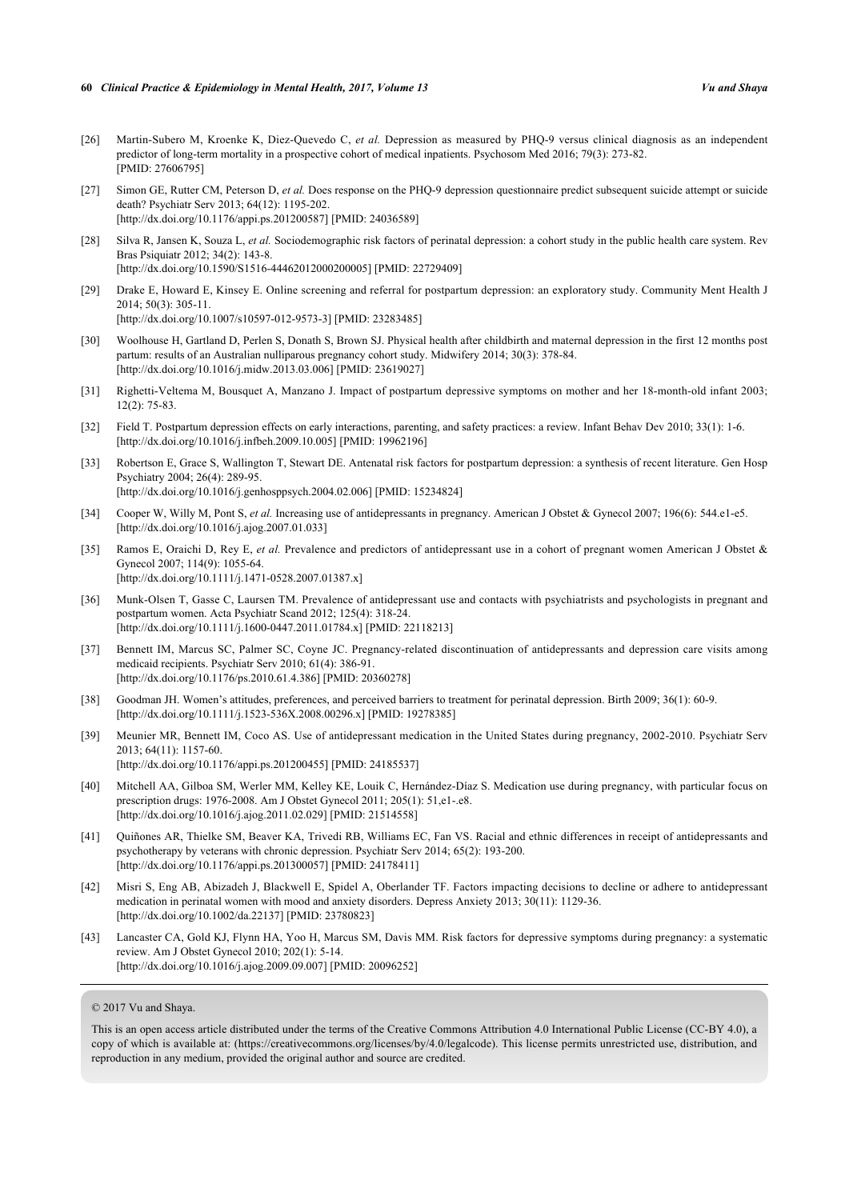[26] Martin-Subero M, Kroenke K, Diez-Quevedo C, *et al.* Depression as measured by PHQ-9 versus clinical diagnosis as an independent predictor of long-term mortality in a prospective cohort of medical inpatients. Psychosom Med 2016; 79(3): 273-82. [PMID: 27606795]

[27] Simon GE, Rutter CM, Peterson D, *et al.* Does response on the PHQ-9 depression questionnaire predict subsequent suicide attempt or suicide death? Psychiatr Serv 2013; 64(12): 1195-202. [http://dx.doi.org/10.1176/appi.ps.201200587] [PMID: 24036589]

[28] Silva R, Jansen K, Souza L, *et al.* Sociodemographic risk factors of perinatal depression: a cohort study in the public health care system. Rev Bras Psiquiatr 2012; 34(2): 143-8. [http://dx.doi.org/10.1590/S1516-44462012000200005] [PMID: 22729409]

[29] Drake E, Howard E, Kinsey E. Online screening and referral for postpartum depression: an exploratory study. Community Ment Health J 2014; 50(3): 305-11. [http://dx.doi.org/10.1007/s10597-012-9573-3] [PMID: 23283485]

[30] Woolhouse H, Gartland D, Perlen S, Donath S, Brown SJ. Physical health after childbirth and maternal depression in the first 12 months post partum: results of an Australian nulliparous pregnancy cohort study. Midwifery 2014; 30(3): 378-84. [http://dx.doi.org/10.1016/j.midw.2013.03.006] [PMID: 23619027]

[31] Righetti-Veltema M, Bousquet A, Manzano J. Impact of postpartum depressive symptoms on mother and her 18-month-old infant 2003; 12(2): 75-83.

[32] Field T. Postpartum depression effects on early interactions, parenting, and safety practices: a review. Infant Behav Dev 2010; 33(1): 1-6. [http://dx.doi.org/10.1016/j.infbeh.2009.10.005] [PMID: 19962196]

[33] Robertson E, Grace S, Wallington T, Stewart DE. Antenatal risk factors for postpartum depression: a synthesis of recent literature. Gen Hosp Psychiatry 2004; 26(4): 289-95. [http://dx.doi.org/10.1016/j.genhosppsych.2004.02.006] [PMID: 15234824]

[34] Cooper W, Willy M, Pont S, *et al.* Increasing use of antidepressants in pregnancy. American J Obstet & Gynecol 2007; 196(6): 544.e1-e5. [http://dx.doi.org/10.1016/j.ajog.2007.01.033]

[35] Ramos E, Oraichi D, Rey E, *et al.* Prevalence and predictors of antidepressant use in a cohort of pregnant women American J Obstet & Gynecol 2007; 114(9): 1055-64. [http://dx.doi.org/10.1111/j.1471-0528.2007.01387.x]

[36] Munk-Olsen T, Gasse C, Laursen TM. Prevalence of antidepressant use and contacts with psychiatrists and psychologists in pregnant and postpartum women. Acta Psychiatr Scand 2012; 125(4): 318-24. [http://dx.doi.org/10.1111/j.1600-0447.2011.01784.x] [PMID: 22118213]

[37] Bennett IM, Marcus SC, Palmer SC, Coyne JC. Pregnancy-related discontinuation of antidepressants and depression care visits among medicaid recipients. Psychiatr Serv 2010; 61(4): 386-91. [http://dx.doi.org/10.1176/ps.2010.61.4.386] [PMID: 20360278]

[38] Goodman JH. Women's attitudes, preferences, and perceived barriers to treatment for perinatal depression. Birth 2009; 36(1): 60-9. [http://dx.doi.org/10.1111/j.1523-536X.2008.00296.x] [PMID: 19278385]

[39] Meunier MR, Bennett IM, Coco AS. Use of antidepressant medication in the United States during pregnancy, 2002-2010. Psychiatr Serv 2013; 64(11): 1157-60. [http://dx.doi.org/10.1176/appi.ps.201200455] [PMID: 24185537]

[40] Mitchell AA, Gilboa SM, Werler MM, Kelley KE, Louik C, Hernández-Díaz S. Medication use during pregnancy, with particular focus on prescription drugs: 1976-2008. Am J Obstet Gynecol 2011; 205(1): 51,e1-.e8. [http://dx.doi.org/10.1016/j.ajog.2011.02.029] [PMID: 21514558]

[41] Quiñones AR, Thielke SM, Beaver KA, Trivedi RB, Williams EC, Fan VS. Racial and ethnic differences in receipt of antidepressants and psychotherapy by veterans with chronic depression. Psychiatr Serv 2014; 65(2): 193-200. [http://dx.doi.org/10.1176/appi.ps.201300057] [PMID: 24178411]

[42] Misri S, Eng AB, Abizadeh J, Blackwell E, Spidel A, Oberlander TF. Factors impacting decisions to decline or adhere to antidepressant medication in perinatal women with mood and anxiety disorders. Depress Anxiety 2013; 30(11): 1129-36. [http://dx.doi.org/10.1002/da.22137] [PMID: 23780823]

[43] Lancaster CA, Gold KJ, Flynn HA, Yoo H, Marcus SM, Davis MM. Risk factors for depressive symptoms during pregnancy: a systematic review. Am J Obstet Gynecol 2010; 202(1): 5-14. [http://dx.doi.org/10.1016/j.ajog.2009.09.007] [PMID: 20096252]

---

© 2017 Vu and Shaya.

This is an open access article distributed under the terms of the Creative Commons Attribution 4.0 International Public License (CC-BY 4.0), a copy of which is available at: (https://creativecommons.org/licenses/by/4.0/legalcode). This license permits unrestricted use, distribution, and reproduction in any medium, provided the original author and source are credited.